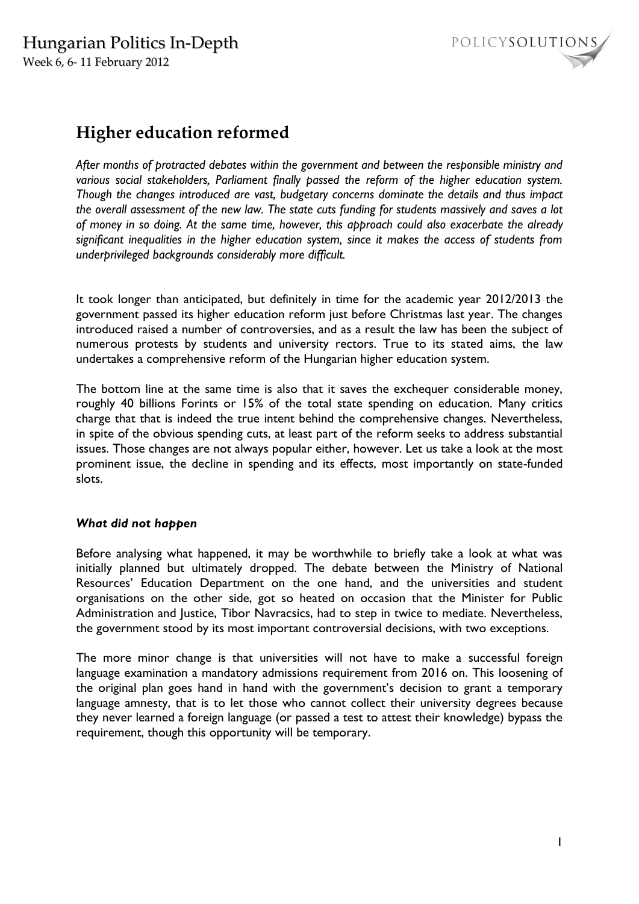# Higher education reformed

*After months of protracted debates within the government and between the responsible ministry and various social stakeholders, Parliament finally passed the reform of the higher education system. Though the changes introduced are vast, budgetary concerns dominate the details and thus impact the overall assessment of the new law. The state cuts funding for students massively and saves a lot of money in so doing. At the same time, however, this approach could also exacerbate the already significant inequalities in the higher education system, since it makes the access of students from underprivileged backgrounds considerably more difficult.*

It took longer than anticipated, but definitely in time for the academic year 2012/2013 the government passed its higher education reform just before Christmas last year. The changes introduced raised a number of controversies, and as a result the law has been the subject of numerous protests by students and university rectors. True to its stated aims, the law undertakes a comprehensive reform of the Hungarian higher education system.

The bottom line at the same time is also that it saves the exchequer considerable money, roughly 40 billions Forints or 15% of the total state spending on education. Many critics charge that that is indeed the true intent behind the comprehensive changes. Nevertheless, in spite of the obvious spending cuts, at least part of the reform seeks to address substantial issues. Those changes are not always popular either, however. Let us take a look at the most prominent issue, the decline in spending and its effects, most importantly on state-funded slots.

### *What did not happen*

Before analysing what happened, it may be worthwhile to briefly take a look at what was initially planned but ultimately dropped. The debate between the Ministry of National Resources' Education Department on the one hand, and the universities and student organisations on the other side, got so heated on occasion that the Minister for Public Administration and Justice, Tibor Navracsics, had to step in twice to mediate. Nevertheless, the government stood by its most important controversial decisions, with two exceptions.

The more minor change is that universities will not have to make a successful foreign language examination a mandatory admissions requirement from 2016 on. This loosening of the original plan goes hand in hand with the government's decision to grant a temporary language amnesty, that is to let those who cannot collect their university degrees because they never learned a foreign language (or passed a test to attest their knowledge) bypass the requirement, though this opportunity will be temporary.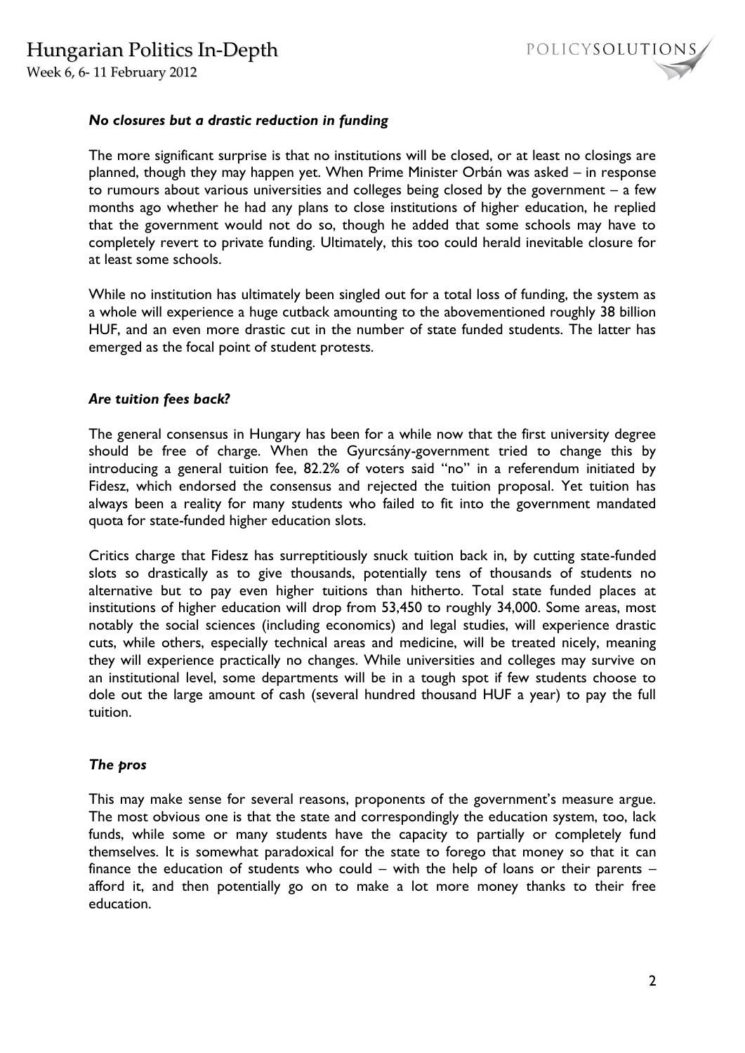### *No closures but a drastic reduction in funding*

The more significant surprise is that no institutions will be closed, or at least no closings are planned, though they may happen yet. When Prime Minister Orbán was asked – in response to rumours about various universities and colleges being closed by the government – a few months ago whether he had any plans to close institutions of higher education, he replied that the government would not do so, though he added that some schools may have to completely revert to private funding. Ultimately, this too could herald inevitable closure for at least some schools.

While no institution has ultimately been singled out for a total loss of funding, the system as a whole will experience a huge cutback amounting to the abovementioned roughly 38 billion HUF, and an even more drastic cut in the number of state funded students. The latter has emerged as the focal point of student protests.

### *Are tuition fees back?*

The general consensus in Hungary has been for a while now that the first university degree should be free of charge. When the Gyurcsány-government tried to change this by introducing a general tuition fee, 82.2% of voters said "no" in a referendum initiated by Fidesz, which endorsed the consensus and rejected the tuition proposal. Yet tuition has always been a reality for many students who failed to fit into the government mandated quota for state-funded higher education slots.

Critics charge that Fidesz has surreptitiously snuck tuition back in, by cutting state-funded slots so drastically as to give thousands, potentially tens of thousands of students no alternative but to pay even higher tuitions than hitherto. Total state funded places at institutions of higher education will drop from 53,450 to roughly 34,000. Some areas, most notably the social sciences (including economics) and legal studies, will experience drastic cuts, while others, especially technical areas and medicine, will be treated nicely, meaning they will experience practically no changes. While universities and colleges may survive on an institutional level, some departments will be in a tough spot if few students choose to dole out the large amount of cash (several hundred thousand HUF a year) to pay the full tuition.

### *The pros*

This may make sense for several reasons, proponents of the government's measure argue. The most obvious one is that the state and correspondingly the education system, too, lack funds, while some or many students have the capacity to partially or completely fund themselves. It is somewhat paradoxical for the state to forego that money so that it can finance the education of students who could – with the help of loans or their parents – afford it, and then potentially go on to make a lot more money thanks to their free education.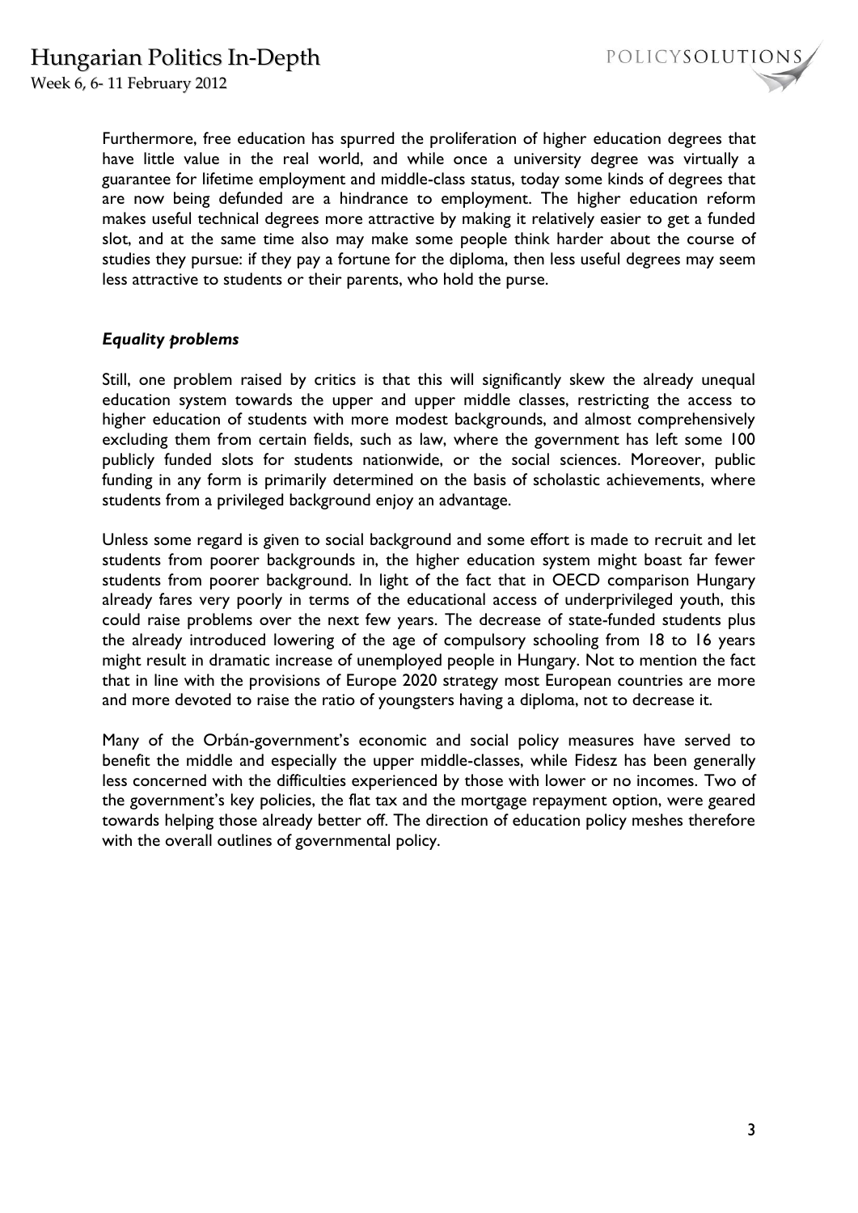Furthermore, free education has spurred the proliferation of higher education degrees that have little value in the real world, and while once a university degree was virtually a guarantee for lifetime employment and middle-class status, today some kinds of degrees that are now being defunded are a hindrance to employment. The higher education reform makes useful technical degrees more attractive by making it relatively easier to get a funded slot, and at the same time also may make some people think harder about the course of studies they pursue: if they pay a fortune for the diploma, then less useful degrees may seem less attractive to students or their parents, who hold the purse.

### *Equality problems*

Still, one problem raised by critics is that this will significantly skew the already unequal education system towards the upper and upper middle classes, restricting the access to higher education of students with more modest backgrounds, and almost comprehensively excluding them from certain fields, such as law, where the government has left some 100 publicly funded slots for students nationwide, or the social sciences. Moreover, public funding in any form is primarily determined on the basis of scholastic achievements, where students from a privileged background enjoy an advantage.

Unless some regard is given to social background and some effort is made to recruit and let students from poorer backgrounds in, the higher education system might boast far fewer students from poorer background. In light of the fact that in OECD comparison Hungary already fares very poorly in terms of the educational access of underprivileged youth, this could raise problems over the next few years. The decrease of state-funded students plus the already introduced lowering of the age of compulsory schooling from 18 to 16 years might result in dramatic increase of unemployed people in Hungary. Not to mention the fact that in line with the provisions of Europe 2020 strategy most European countries are more and more devoted to raise the ratio of youngsters having a diploma, not to decrease it.

Many of the Orbán-government's economic and social policy measures have served to benefit the middle and especially the upper middle-classes, while Fidesz has been generally less concerned with the difficulties experienced by those with lower or no incomes. Two of the government's key policies, the flat tax and the mortgage repayment option, were geared towards helping those already better off. The direction of education policy meshes therefore with the overall outlines of governmental policy.